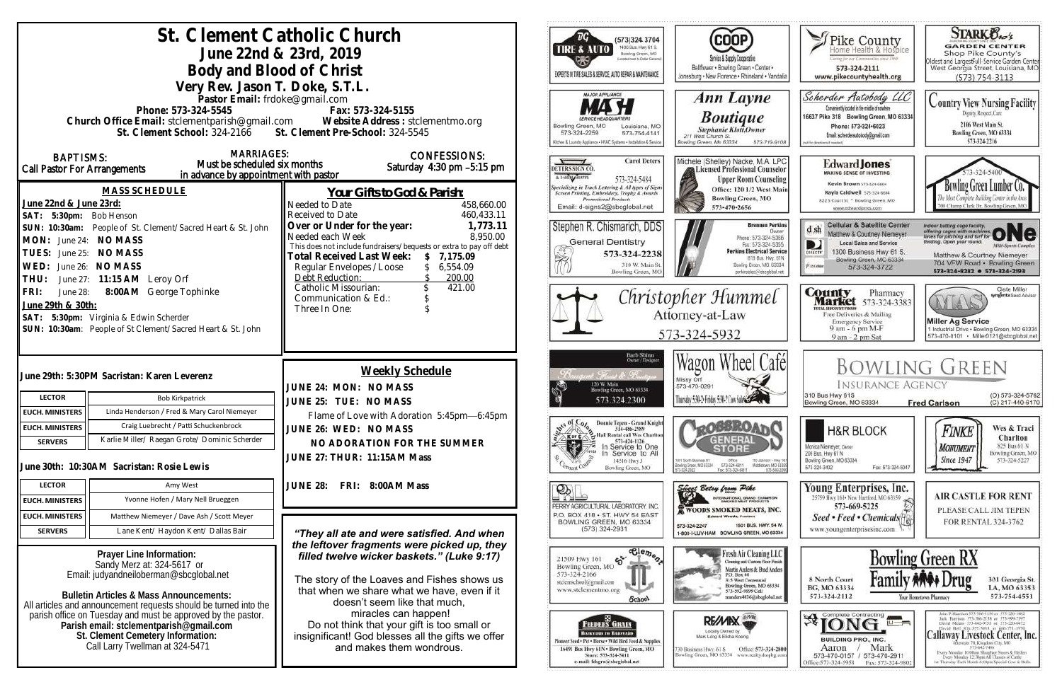# St. Clement Catholic Church

## June 22nd & 23rd, 2019

## Body and Blood of Christ

**Very Rev. Jason T. Doke, S.T.L.**

Pastor Email: frdoke@gmail.com

Phone: 573-324-5545 Fax: 573-324-5155

Church Office Email: stclementparish@gmail.com Website Address : stclementmo.org

St. Clement School: 324-2166 St. Clement Pre-School: 324-5545

**BAPTISMS:** Call Pastor For Arrangements

**MARRIAGES:** Must be scheduled six months in advance by appointment with pastor

**CONFESSIONS:** Saturday 4:30 pm –5:15 pm

### MASS SCHEDULE

**June 22nd & June 23rd:**

**SAT: 5:30pm:** Bob Henson

**SUN: 10:30am:** People of St. Clement/Sacred Heart & St. John

**MON:** June 24: **NO MASS**

**TUES:** June 25: **NO MASS**

**WED:** June 26: **NO MASS**

**THU:** June 27: **11:15 AM** Leroy Orf

**FRI:** June 28: **8:00AM** George Tophinke

**June 29th & 30th:**

**SAT: 5:30pm:** Virginia & Edwin Scherder

**SUN: 10:30am**: People of St Clement/Sacred Heart & St. John

### Your Gifts to God & Parish:

| | |
|---|---|
| Needed to Date | 458,660.00 |
| Received to Date | 460,433.11 |
| **Over or Under for the year:** | **1,773.11** |
| Needed each Week | 8,950.00 |

This does not include fundraisers/bequests or extra to pay off debt

| | |
|---|---|
| **Total Received Last Week:** | **$ 7,175.09** |
| Regular Envelopes/Loose | $ 6,554.09 |
| Debt Reduction: | $ 200.00 |
| Catholic Missourian: | $ 421.00 |
| Communication & Ed.: | $ |
| Three In One: | $ |

### June 29th: 5:30PM Sacristan: Karen Leverenz

| | |
|---|---|
| LECTOR | Bob Kirkpatrick |
| EUCH. MINISTERS | Linda Henderson / Fred & Mary Carol Niemeyer |
| EUCH. MINISTERS | Craig Luebrecht / Patti Schuckenbrock |
| SERVERS | Karlie Miller/ Raegan Grote/ Dominic Scherder |

### June 30th: 10:30AM Sacristan: Rosie Lewis

| | |
|---|---|
| LECTOR | Amy West |
| EUCH. MINISTERS | Yvonne Hofen / Mary Nell Brueggen |
| EUCH. MINISTERS | Matthew Niemeyer / Dave Ash / Scott Meyer |
| SERVERS | Lane Kent/ Haydon Kent/ Dallas Bair |

### Weekly Schedule

**JUNE 24: MON: NO MASS**

**JUNE 25: TUE: NO MASS**

Flame of Love with Adoration 5:45pm—6:45pm

**JUNE 26: WED: NO MASS**

**NO ADORATION FOR THE SUMMER**

**JUNE 27: THUR: 11:15AM Mass**

**JUNE 28: FRI: 8:00AM Mass**

***"They all ate and were satisfied. And when the leftover fragments were picked up, they filled twelve wicker baskets." (Luke 9:17)***

The story of the Loaves and Fishes shows us that when we share what we have, even if it doesn't seem like that much, miracles can happen! Do not think that your gift is too small or insignificant! God blesses all the gifts we offer and makes them wondrous.

**Prayer Line Information:**
Sandy Merz at: 324-5617 or
Email: judyandneiloberman@sbcglobal.net

**Bulletin Articles & Mass Announcements:**
All articles and announcement requests should be turned into the parish office on Tuesday and must be approved by the pastor.
**Parish email: stclementparish@gmail.com**
**St. Clement Cemetery Information:**
Call Larry Twellman at 324-5471

---

TIRE & AUTO (573)324-3704 1400 Bus. Hwy 61 S. Bowling Green, MO. EXPERTS IN TIRE SALES & SERVICE, AUTO REPAIR & MAINTENANCE

COOP Service & Supply Cooperative. Bellflower • Bowling Green • Center • Jonesburg • New Florence • Rhineland • Vandalia

Pike County Home Health & Hospice. 573-324-2111 www.pikecountyhealth.org

STARK Bro's Garden Center. Shop Pike County's Oldest and Largest Full-Service Garden Center. West Georgia Street, Louisiana, MO (573) 754-3113

MASH Major Appliance Service Headquarters. Bowling Green, MO 573-324-2259. Louisiana, MO 573-754-4141. Kitchen & Laundry Appliance • HVAC Systems • Installation & Service

Ann Layne Boutique. Stephanie Klott, Owner. 211 West Church St. Bowling Green, Mo 63334 573-719-9108

Scherder Autobody LLC. Conveniently located in the middle of nowhere. 16637 Pike 318 Bowling Green, MO 63334. Phone: 573-324-6023. Email: scherderautobody@gmail.com

Country View Nursing Facility. Dignity, Respect, Care. 2106 West Main St. Bowling Green, MO 63334. 573-324-2216

Peters Sign Co. Carol Deters. 573-324-5484. Specializing in Truck Lettering & All types of Signs, Screen Printing, Embroidery, Trophy & Awards, Promotional Products. Email: d-signs2@sbcglobal.net

Michele (Shelley) Nacke, M.A. LPC. Licensed Professional Counselor. Upper Room Counseling. Office: 120 1/2 West Main, Bowling Green, MO. 573-470-2656

Edward Jones. Making Sense of Investing. Kevin Brown 573-324-6604. Kayla Caldwell 573-324-6604. 822 S Court St. • Bowling Green, MO. www.edwardjones.com

Bowling Green Lumber Co. 573-324-5400. The Most Complete Building Center in the Area. 700 Champ Clark Dr. Bowling Green, MO

Stephen R. Chismarich, DDS. General Dentistry. 573-324-2238. 310 W. Main St. Bowling Green, MO

Perkins Electrical Service. Brennen Perkins, Owner. Phone: 573-324-5366. Fax: 573-324-5355. 819 Bus. Hwy. 61N. Bowling Green, MO 63334. perkinselec@shcglobal.net

Cellular & Satellite Center. Matthew & Courtney Niemeyer. Local Sales and Service. 1300 Business Hwy 61 S. Bowling Green, MO 63334. 573-324-3722

ONE Indoor batting cage facility, offering cages with machines, tunnels for pitching and turf for fielding. Open year round. Matthew & Courtney Niemeyer. 704 VFW Road • Bowling Green. 573-324-8282 • 573-324-2193

Christopher Hummel. Attorney-at-Law. 573-324-5932

County Market Pharmacy 573-324-3383. Free Deliveries & Mailing. Emergency Service. 9 am - 6 pm M-F, 9 am - 2 pm Sat

MAS. Clete Miller, syngenta Seed Advisor. Miller Ag Service. 1 Industrial Drive • Bowling Green, MO 63334. 573-470-0101 • Miller0121@sbcglobal.net

Bouquet Florist & Boutique. Barb Shinn, Owner/Designer. 120 W. Main, Bowling Green, MO 63334. 573.324.2300

Wagon Wheel Café. Missy Orf. 573-470-0291. Thursday 5:30-2; Friday 5:30-2

Bowling Green Insurance Agency. 310 Bus Hwy 61S, Bowling Green, MO 63334. (O) 573-324-5762 (C) 217-440-6170. Fred Carlson

Knights of Columbus. Donnie Tepen - Grand Knight 314-486-2989. Hall Rental call Wes Charlton 573-424-1126. In Service to One, In Service to All. 14516 Hwy J, Bowling Green, MO

Crossroads General Store

H&R Block. Monica Niemeyer, Owner. 206 Bus. Hwy 61 N. Bowling Green, MO 63334. 573-324-3402. Fax: 573-324-5047

Finke Monument. Since 1947. Wes & Traci Charlton. 825 Bus 61 N, Bowling Green, MO. 573-324-5227

Perry Agricultural Laboratory, Inc. P.O. Box 418 • St. Hwy 54 East, Bowling Green, MO 63334. (573) 324-2931

Sweet Betsy from Pike. International Grand Champion. Woods Smoked Meats, Inc. Edward Woods, President. 573-324-2247. 1501 Bus. Hwy. 54 W. 1-800-I-LUV-HAM. Bowling Green, MO 63334

Young Enterprises, Inc. 25759 Hwy 161 • New Hartford, MO 63359. 573-669-5225. Seed • Feed • Chemicals. www.youngenterprisesinc.com

Air Castle for Rent. Please call Jim Tepen for rental 324-3762

St. Clement School. 21509 Hwy 161, Bowling Green, MO. 573-324-2166. stclemschool@gmail.com. www.stclementmo.org

Fresh Air Cleaning LLC. Cleaning and Custom Floor Finish. Martin Anders & Brad Anders. P.O. Box 44, 315 West Centennial, Bowling Green, MO 63334. 573-592-9899 Cell. manders4036@sbcglobal.net

Bowling Green RX Family Drug. 8 North Court, BG, MO 63334. 573-324-2112. Your Hometown Pharmacy. 301 Georgia St. LA, MO 63353. 573-754-4551

Feeders Grain. Backyard to Barnyard. Pioneer Seed • Pet • Horse • Wild Bird Feed & Supplies. 16491 Bus Hwy 61N • Bowling Green, MO. Store: 573-324-5411. e-mail: fdsgrn@sbcglobal.net

RE/MAX. Locally Owned by Mark Long & Elisha Koenig. 730 Business Hwy. 61 S, Bowling Green, MO 63334. Office: 573-324-2800. www.realtyshopbg.com

Long Building Pro, Inc. Complete Contracting. Aaron / Mark. 573-470-0157 / 573-470-2911. Office: 573-324-5958. Fax: 573-324-9802

Callaway Livestock Center, Inc. Interstate 70, Kingdom City, MO. 573-642-7486. Every Monday 10:00am Slaughter Steers & Heifers. Every Monday 12:30pm All Classes of Cattle. 1st Thursday Each Month 6:00pm Special Cow & Bulls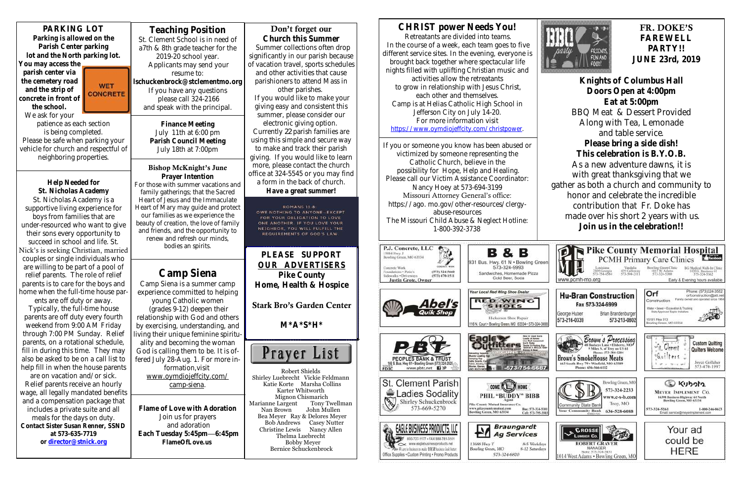## PARKING LOT

**Parking is allowed on the Parish Center parking lot and the North parking lot.**

**You may access the parish center via the cemetery road and the strip of concrete in front of the school.**

WET CONCRETE

We ask for your patience as each section is being completed. Please be safe when parking your vehicle for church and respectful of neighboring properties.

## Help Needed for St. Nicholas Academy

St. Nicholas Academy is a supportive living experience for boys from families that are under-resourced who want to give their sons every opportunity to succeed in school and life. St. Nick's is seeking Christian, married couples or single individuals who are willing to be part of a pool of relief parents. The role of relief parents is to care for the boys and home when the full-time house parents are off duty or away. Typically, the full-time house parents are off duty every fourth weekend from 9:00 AM Friday through 7:00 PM Sunday. Relief parents, on a rotational schedule, fill in during this time. They may also be asked to be on a call list to help fill in when the house parents are on vacation and/or sick. Relief parents receive an hourly wage, all legally mandated benefits and a compensation package that includes a private suite and all meals for the days on duty.

**Contact Sister Susan Renner, SSND at 573-635-7719 or director@stnick.org**

## Teaching Position

St. Clement School is in need of a7th & 8th grade teacher for the 2019-20 school year. Applicants may send your resume to:

**lschuckenbrock@stclementmo.org**

If you have any questions please call 324-2166 and speak with the principal.

**Finance Meeting**
July 11th at 6:00 pm

**Parish Council Meeting**
July 18th at 7:00pm

**Bishop McKnight's June Prayer Intention**

For those with summer vacations and family gatherings; that the Sacred Heart of Jesus and the Immaculate Heart of Mary may guide and protect our families as we experience the beauty of creation, the love of family and friends, and the opportunity to renew and refresh our minds, bodies an spirits.

## Camp Siena

Camp Siena is a summer camp experience committed to helping young Catholic women (grades 9-12) deepen their relationship with God and others by exercising, understanding, and living their unique feminine spirituality and becoming the woman God is calling them to be. It is offered July 28-Aug. 1. For more information, visit www.oymdiojeffcity.com/camp-siena.

**Flame of Love with Adoration**

Join us for prayers and adoration

**Each Tuesday 5:45pm—6:45pm**

**FlameOfLove.us**

## Don't forget our Church this Summer

Summer collections often drop significantly in our parish because of vacation travel, sports schedules and other activities that cause parishioners to attend Mass in other parishes. If you would like to make your giving easy and consistent this summer, please consider our electronic giving option. Currently 22 parish families are using this simple and secure way to make and track their parish giving. If you would like to learn more, please contact the church office at 324-5545 or you may find a form in the back of church.

**Have a great summer!**

ROMANS 13:8- OWE NOTHING TO ANYONE—EXCEPT FOR YOUR OBLIGATION TO LOVE ONE ANOTHER. IF YOU LOVE YOUR NEIGHBOR, YOU WILL FULFILL THE REQUIREMENTS OF GOD'S LAW.

**PLEASE SUPPORT OUR ADVERTISERS**

**Pike County Home, Health & Hospice**

**Stark Bro's Garden Center**

**M\*A\*S\*H\***

## Prayer List

Robert Shields
Shirley Luebrecht Vickie Feldmann
Katie Korte Marsha Collins
Karter Whitworth
Mignon Chismarich
Marianne Largent Tony Twellman
Nan Brown John Mullen
Bea Meyer Ray & Delores Meyer
Bob Andrews Casey Nutter
Christine Lewis Nancy Allen
Thelma Luebrecht
Bobby Meyer
Bernice Schuckenbrock

## CHRIST power Needs You!

Retreatants are divided into teams. In the course of a week, each team goes to five different service sites. In the evening, everyone is brought back together where spectacular life nights filled with uplifting Christian music and activities allow the retreatants to grow in relationship with Jesus Christ, each other and themselves. Camp is at Helias Catholic High School in Jefferson City on July 14-20. For more information visit https://www.oymdiojeffcity.com/christpower.

If you or someone you know has been abused or victimized by someone representing the Catholic Church, believe in the possibility for Hope, Help and Healing. Please call our Victim Assistance Coordinator: Nancy Hoey at 573-694-3199
Missouri Attorney General's office: https://ago. mo.gov/other-resources/clergy-abuse-resources
The Missouri Child Abuse & Neglect Hotline: 1-800-392-3738

## FR. DOKE'S FAREWELL PARTY!! JUNE 23rd, 2019

BBQ party — FRIENDS, FUN AND FOOD!

**Knights of Columbus Hall**
**Doors Open at 4:00pm**
**Eat at 5:00pm**

BBQ Meat & Dessert Provided Along with Tea, Lemonade and table service.

**Please bring a side dish!**
**This celebration is B.Y.O.B.**

As a new adventure dawns, it is with great thanksgiving that we gather as both a church and community to honor and celebrate the incredible contribution that Fr. Doke has made over his short 2 years with us.

**Join us in the celebration!!**

P.J. Concrete, LLC — 15084 Hwy. J, Bowling Green, MO 63334 — Concrete Work, Foundations • Patio's, Sidewalks • Driveways — (573) 324-5660, (573) 470-1511 — Justin Grote, Owner

B & B — 931 Bus. Hwy. 61 N • Bowling Green — 573-324-9993 — Sandwiches, Homemade Pizza, Cold Beer, Soda

Pike County Memorial Hospital — PCMH Primary Care Clinics — www.pcmh-mo.org — Louisiana 573-754-4584 — Vandalia 573-594-2113 — Bowling Green Clinic 573-324-5330 — BG Medical Walk-In Clinic 573-324-5562 — Early & Evening hours available

Abel's Quik Shop

Your Local Red Wing Shoe Dealer — RED WING SHOES — Hickerson Shoe Repair — 116 N. Court • Bowling Green, MO 63334 • 573-324-3408

Hu-Bran Construction — Fax 573-324-6999 — George Huber 573-216-0339 — Brian Brandenburger 573-213-0802

Orf Construction — Phone: (573)324-3552 — Family owned and operated since 1964 — Water • Sewer • Excavation & Trucking — 15191 Pike 313, Bowling Green, MO 63334

PBT Peoples Bank & Trust — 116 S. Bus. Hwy 61 • Bowling Green (573) 324-2525 — www.pbtc.net

Eagle Outfitters — 573-754-6687

Brown's Processing — 48 Buckeye Lane • Elsberry, MO — Phone: 573-384-5284 — Brown's SmokeHouse Meats — 663 South Hwy 79 • Winfield, MO 63389 — Phone: 636-566-6112

St. Clement Quilters — Custom Quilting, Quilters Welcome — Joyce Gollaher 573-470-1997

St. Clement Parish Ladies Sodality — Shirley Schuckenbrock 573-669-5270

PHIL "BUDDY" BIBB, Agent — Pike County Mutual Insurance Co. — www.pikecountymutual.com — Bowling Green, MO 63334 — Bus: 573-324-5101 — Cell: 573-795-3303

Community State Bank — Bowling Green, MO 573-324-2233 — www.c-s-b.com — Troy, MO 636-528-6088 — Your Community Bank

Kubota — Meyer Implement Co. — 16398 Business Highway 61 North, Bowling Green, MO 63334 — 573-324-5261 — 1-800-246-0623

Eagle Business Products, LLC — 800-727-1177 • FAX 888-781-3101 — www.eaglebusinessproducts.net — Office Supplies • Custom Printing • Promo Products

Braungardt Ag Services — 13688 Hwy Y, Bowling Green, MO — 573-324-6820 — 8-5 Weekdays, 8-12 Saturdays

Crosse Lumber Co. — ROBERT GRAVER, MANAGER — 1014 West Adams • Bowling Green, MO

Your ad could be HERE